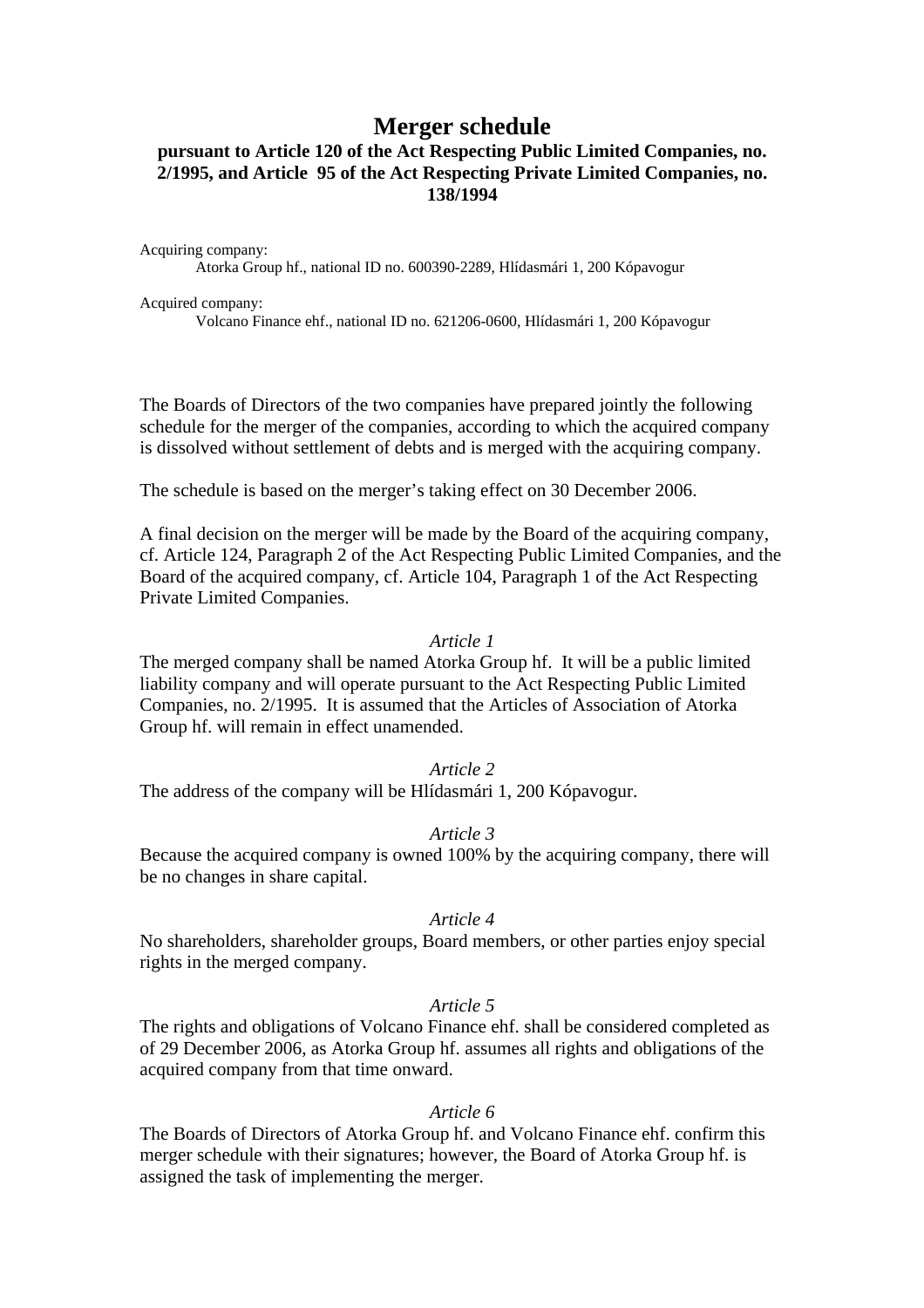# Merger schedule

**pursuant to Article 120 of the Act Respecting Public Limited Companies, no. 2/1995, and Article 95 of the Act Respecting Private Limited Companies, no. 138/1994**

Acquiring company:
Atorka Group hf., national ID no. 600390-2289, Hlídasmári 1, 200 Kópavogur

Acquired company:
Volcano Finance ehf., national ID no. 621206-0600, Hlídasmári 1, 200 Kópavogur

The Boards of Directors of the two companies have prepared jointly the following schedule for the merger of the companies, according to which the acquired company is dissolved without settlement of debts and is merged with the acquiring company.

The schedule is based on the merger's taking effect on 30 December 2006.

A final decision on the merger will be made by the Board of the acquiring company, cf. Article 124, Paragraph 2 of the Act Respecting Public Limited Companies, and the Board of the acquired company, cf. Article 104, Paragraph 1 of the Act Respecting Private Limited Companies.

*Article 1*

The merged company shall be named Atorka Group hf. It will be a public limited liability company and will operate pursuant to the Act Respecting Public Limited Companies, no. 2/1995. It is assumed that the Articles of Association of Atorka Group hf. will remain in effect unamended.

*Article 2*

The address of the company will be Hlídasmári 1, 200 Kópavogur.

*Article 3*

Because the acquired company is owned 100% by the acquiring company, there will be no changes in share capital.

*Article 4*

No shareholders, shareholder groups, Board members, or other parties enjoy special rights in the merged company.

*Article 5*

The rights and obligations of Volcano Finance ehf. shall be considered completed as of 29 December 2006, as Atorka Group hf. assumes all rights and obligations of the acquired company from that time onward.

*Article 6*

The Boards of Directors of Atorka Group hf. and Volcano Finance ehf. confirm this merger schedule with their signatures; however, the Board of Atorka Group hf. is assigned the task of implementing the merger.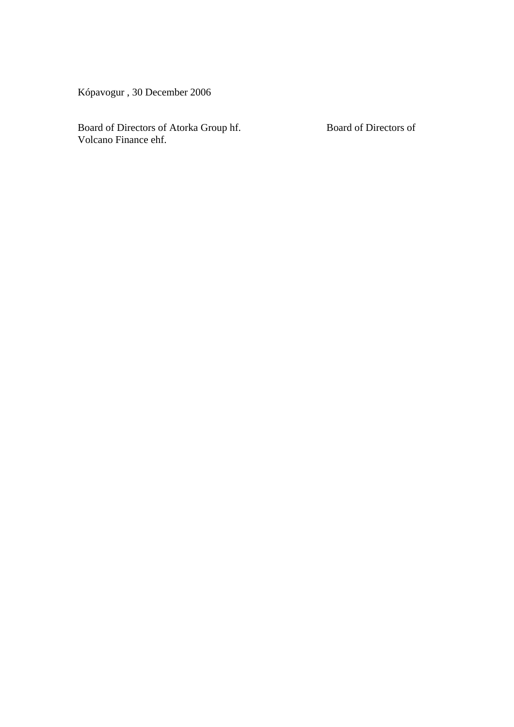Kópavogur , 30 December 2006

Board of Directors of Atorka Group hf.

Board of Directors of Volcano Finance ehf.